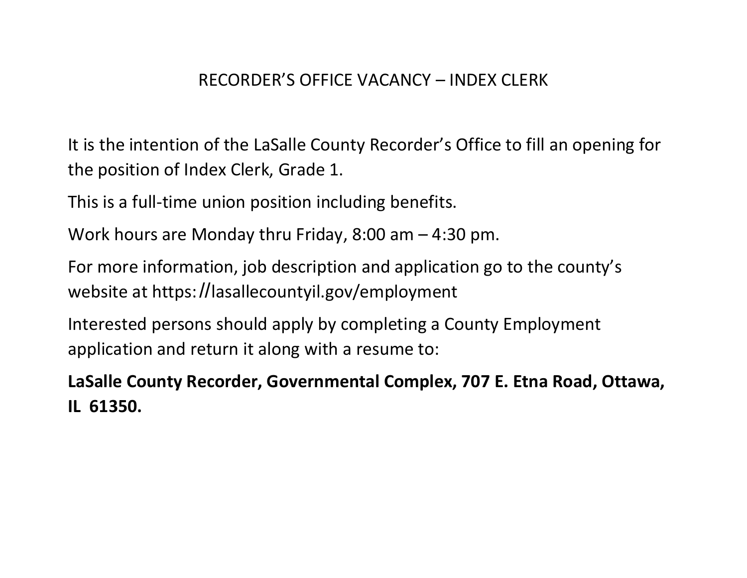# RECORDER'S OFFICE VACANCY – INDEX CLERK

It is the intention of the LaSalle County Recorder's Office to fill an opening for the position of Index Clerk, Grade 1.

This is a full-time union position including benefits.

Work hours are Monday thru Friday, 8:00 am – 4:30 pm.

For more information, job description and application go to the county's website at https://lasallecountyil.gov/employment

Interested persons should apply by completing a County Employment application and return it along with a resume to:

**LaSalle County Recorder, Governmental Complex, 707 E. Etna Road, Ottawa, IL 61350.**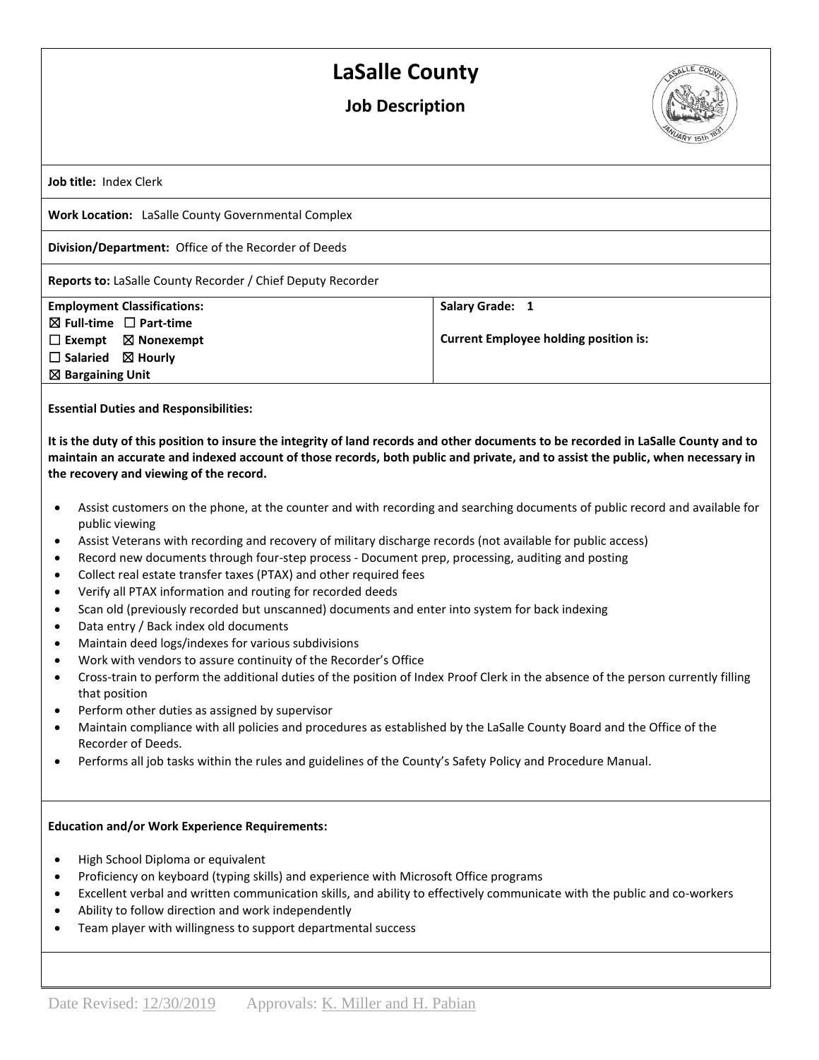# LaSalle County

## Job Description

**Job title:** Index Clerk

**Work Location:** LaSalle County Governmental Complex

**Division/Department:** Office of the Recorder of Deeds

**Reports to:** LaSalle County Recorder / Chief Deputy Recorder

| **Employment Classifications:** | **Salary Grade: 1** |
| --- | --- |
| ☒ **Full-time** ☐ **Part-time** | |
| ☐ **Exempt** ☒ **Nonexempt** | **Current Employee holding position is:** |
| ☐ **Salaried** ☒ **Hourly** | |
| ☒ **Bargaining Unit** | |

**Essential Duties and Responsibilities:**

**It is the duty of this position to insure the integrity of land records and other documents to be recorded in LaSalle County and to maintain an accurate and indexed account of those records, both public and private, and to assist the public, when necessary in the recovery and viewing of the record.**

- Assist customers on the phone, at the counter and with recording and searching documents of public record and available for public viewing
- Assist Veterans with recording and recovery of military discharge records (not available for public access)
- Record new documents through four-step process - Document prep, processing, auditing and posting
- Collect real estate transfer taxes (PTAX) and other required fees
- Verify all PTAX information and routing for recorded deeds
- Scan old (previously recorded but unscanned) documents and enter into system for back indexing
- Data entry / Back index old documents
- Maintain deed logs/indexes for various subdivisions
- Work with vendors to assure continuity of the Recorder's Office
- Cross-train to perform the additional duties of the position of Index Proof Clerk in the absence of the person currently filling that position
- Perform other duties as assigned by supervisor
- Maintain compliance with all policies and procedures as established by the LaSalle County Board and the Office of the Recorder of Deeds.
- Performs all job tasks within the rules and guidelines of the County's Safety Policy and Procedure Manual.

**Education and/or Work Experience Requirements:**

- High School Diploma or equivalent
- Proficiency on keyboard (typing skills) and experience with Microsoft Office programs
- Excellent verbal and written communication skills, and ability to effectively communicate with the public and co-workers
- Ability to follow direction and work independently
- Team player with willingness to support departmental success

Date Revised: 12/30/2019 Approvals: K. Miller and H. Pabian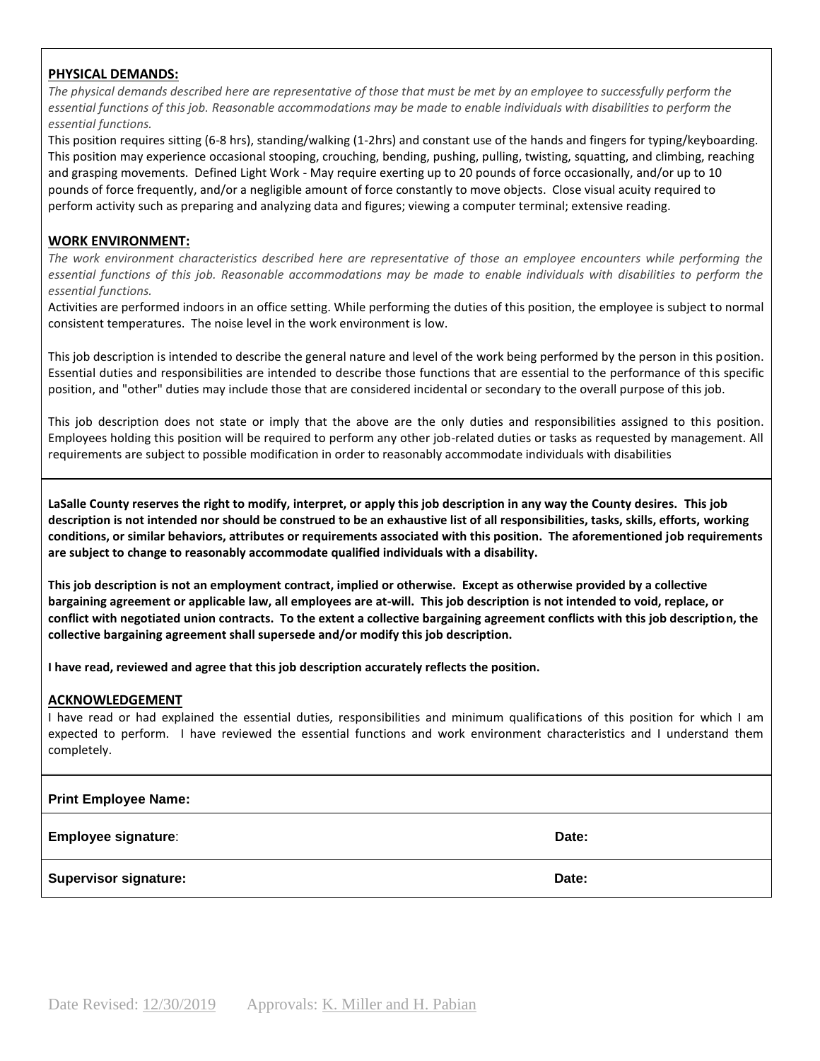## PHYSICAL DEMANDS:

*The physical demands described here are representative of those that must be met by an employee to successfully perform the essential functions of this job. Reasonable accommodations may be made to enable individuals with disabilities to perform the essential functions.*

This position requires sitting (6-8 hrs), standing/walking (1-2hrs) and constant use of the hands and fingers for typing/keyboarding. This position may experience occasional stooping, crouching, bending, pushing, pulling, twisting, squatting, and climbing, reaching and grasping movements. Defined Light Work - May require exerting up to 20 pounds of force occasionally, and/or up to 10 pounds of force frequently, and/or a negligible amount of force constantly to move objects. Close visual acuity required to perform activity such as preparing and analyzing data and figures; viewing a computer terminal; extensive reading.

## WORK ENVIRONMENT:

*The work environment characteristics described here are representative of those an employee encounters while performing the essential functions of this job. Reasonable accommodations may be made to enable individuals with disabilities to perform the essential functions.*

Activities are performed indoors in an office setting. While performing the duties of this position, the employee is subject to normal consistent temperatures. The noise level in the work environment is low.

This job description is intended to describe the general nature and level of the work being performed by the person in this position. Essential duties and responsibilities are intended to describe those functions that are essential to the performance of this specific position, and "other" duties may include those that are considered incidental or secondary to the overall purpose of this job.

This job description does not state or imply that the above are the only duties and responsibilities assigned to this position. Employees holding this position will be required to perform any other job-related duties or tasks as requested by management. All requirements are subject to possible modification in order to reasonably accommodate individuals with disabilities

**LaSalle County reserves the right to modify, interpret, or apply this job description in any way the County desires. This job description is not intended nor should be construed to be an exhaustive list of all responsibilities, tasks, skills, efforts, working conditions, or similar behaviors, attributes or requirements associated with this position. The aforementioned job requirements are subject to change to reasonably accommodate qualified individuals with a disability.**

**This job description is not an employment contract, implied or otherwise. Except as otherwise provided by a collective bargaining agreement or applicable law, all employees are at-will. This job description is not intended to void, replace, or conflict with negotiated union contracts. To the extent a collective bargaining agreement conflicts with this job description, the collective bargaining agreement shall supersede and/or modify this job description.**

**I have read, reviewed and agree that this job description accurately reflects the position.**

## ACKNOWLEDGEMENT

I have read or had explained the essential duties, responsibilities and minimum qualifications of this position for which I am expected to perform. I have reviewed the essential functions and work environment characteristics and I understand them completely.

**Print Employee Name:**

**Employee signature**: **Date:**

**Supervisor signature:** **Date:**

Date Revised: 12/30/2019 Approvals: K. Miller and H. Pabian